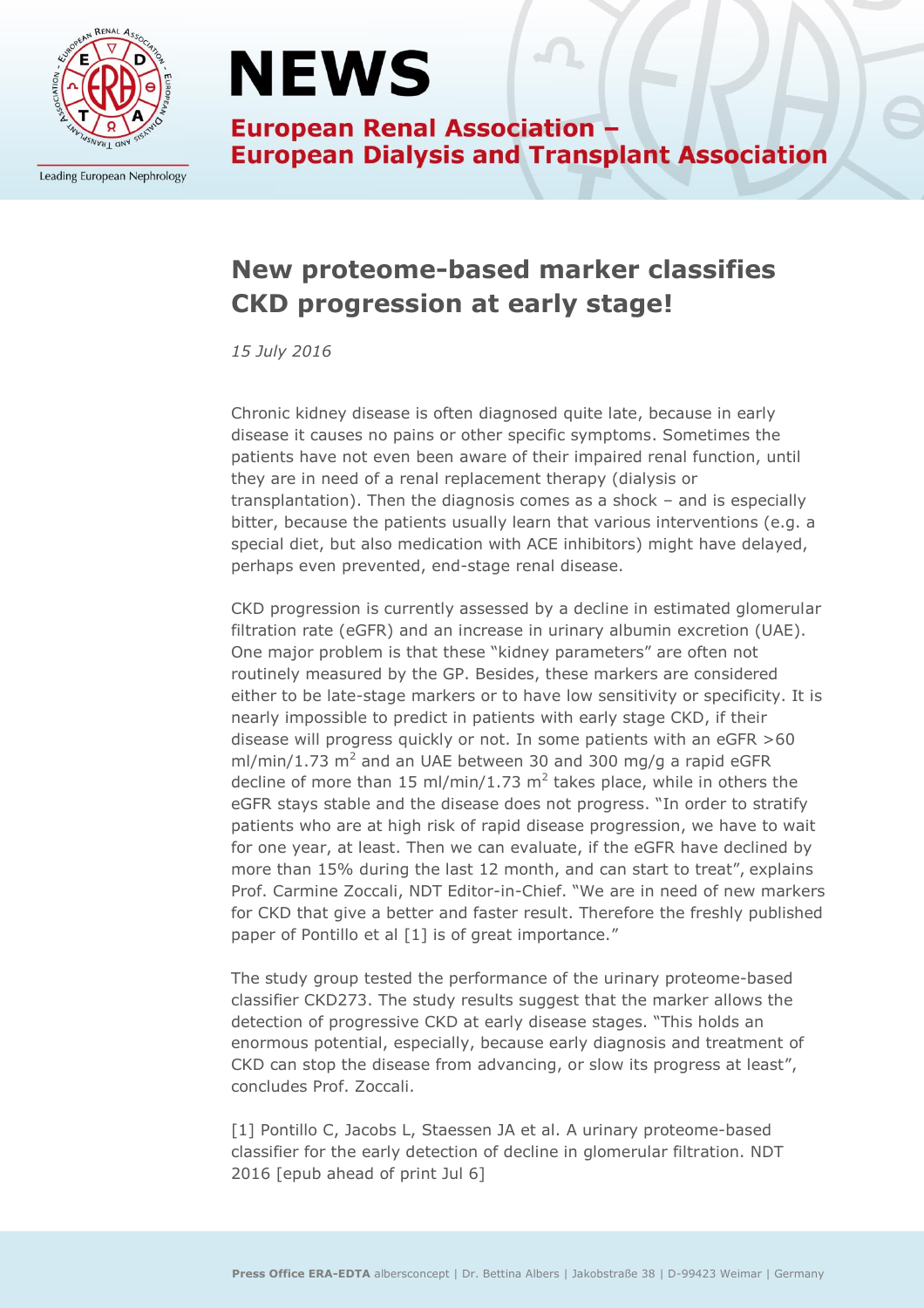# NEWS

**European Renal Association – European Dialysis and Transplant Association**

## New proteome-based marker classifies CKD progression at early stage!

*15 July 2016*

Chronic kidney disease is often diagnosed quite late, because in early disease it causes no pains or other specific symptoms. Sometimes the patients have not even been aware of their impaired renal function, until they are in need of a renal replacement therapy (dialysis or transplantation). Then the diagnosis comes as a shock – and is especially bitter, because the patients usually learn that various interventions (e.g. a special diet, but also medication with ACE inhibitors) might have delayed, perhaps even prevented, end-stage renal disease.

CKD progression is currently assessed by a decline in estimated glomerular filtration rate (eGFR) and an increase in urinary albumin excretion (UAE). One major problem is that these "kidney parameters" are often not routinely measured by the GP. Besides, these markers are considered either to be late-stage markers or to have low sensitivity or specificity. It is nearly impossible to predict in patients with early stage CKD, if their disease will progress quickly or not. In some patients with an eGFR >60 ml/min/1.73 $m^2$ and an UAE between 30 and 300 mg/g a rapid eGFR decline of more than 15 ml/min/1.73 $m^2$ takes place, while in others the eGFR stays stable and the disease does not progress. "In order to stratify patients who are at high risk of rapid disease progression, we have to wait for one year, at least. Then we can evaluate, if the eGFR have declined by more than 15% during the last 12 month, and can start to treat", explains Prof. Carmine Zoccali, NDT Editor-in-Chief. "We are in need of new markers for CKD that give a better and faster result. Therefore the freshly published paper of Pontillo et al [1] is of great importance."

The study group tested the performance of the urinary proteome-based classifier CKD273. The study results suggest that the marker allows the detection of progressive CKD at early disease stages. "This holds an enormous potential, especially, because early diagnosis and treatment of CKD can stop the disease from advancing, or slow its progress at least", concludes Prof. Zoccali.

[1] Pontillo C, Jacobs L, Staessen JA et al. A urinary proteome-based classifier for the early detection of decline in glomerular filtration. NDT 2016 [epub ahead of print Jul 6]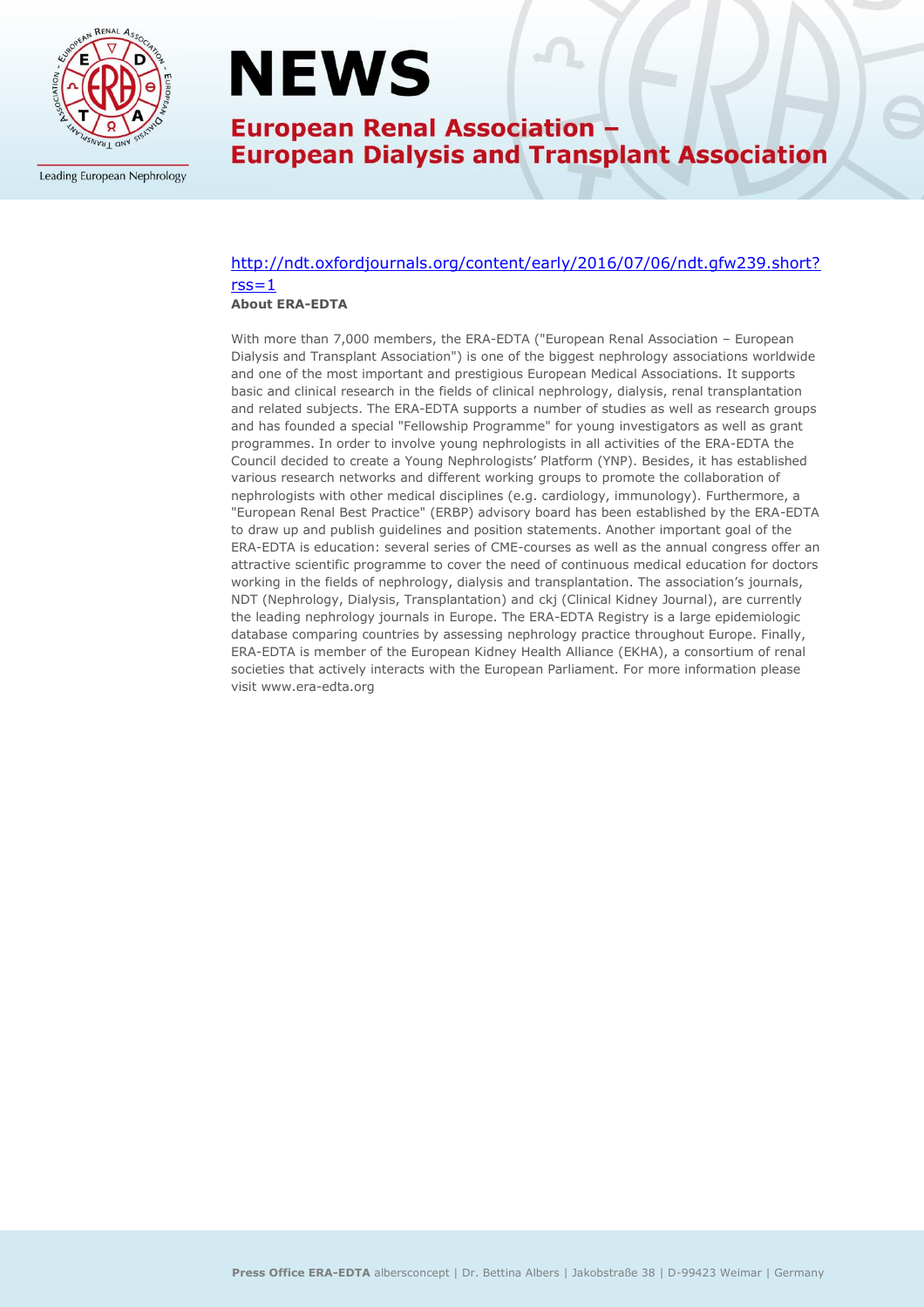http://ndt.oxfordjournals.org/content/early/2016/07/06/ndt.gfw239.short?rss=1

**About ERA-EDTA**

With more than 7,000 members, the ERA-EDTA ("European Renal Association – European Dialysis and Transplant Association") is one of the biggest nephrology associations worldwide and one of the most important and prestigious European Medical Associations. It supports basic and clinical research in the fields of clinical nephrology, dialysis, renal transplantation and related subjects. The ERA-EDTA supports a number of studies as well as research groups and has founded a special "Fellowship Programme" for young investigators as well as grant programmes. In order to involve young nephrologists in all activities of the ERA-EDTA the Council decided to create a Young Nephrologists' Platform (YNP). Besides, it has established various research networks and different working groups to promote the collaboration of nephrologists with other medical disciplines (e.g. cardiology, immunology). Furthermore, a "European Renal Best Practice" (ERBP) advisory board has been established by the ERA-EDTA to draw up and publish guidelines and position statements. Another important goal of the ERA-EDTA is education: several series of CME-courses as well as the annual congress offer an attractive scientific programme to cover the need of continuous medical education for doctors working in the fields of nephrology, dialysis and transplantation. The association's journals, NDT (Nephrology, Dialysis, Transplantation) and ckj (Clinical Kidney Journal), are currently the leading nephrology journals in Europe. The ERA-EDTA Registry is a large epidemiologic database comparing countries by assessing nephrology practice throughout Europe. Finally, ERA-EDTA is member of the European Kidney Health Alliance (EKHA), a consortium of renal societies that actively interacts with the European Parliament. For more information please visit www.era-edta.org